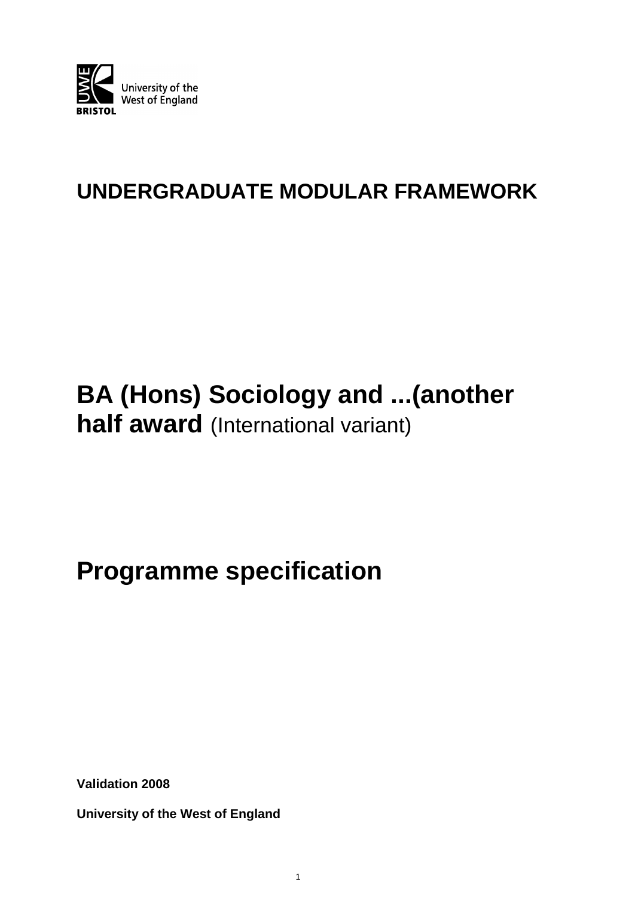University of the West of England

BRISTOL

## UNDERGRADUATE MODULAR FRAMEWORK

# BA (Hons) Sociology and ...(another half award (International variant)

# Programme specification

**Validation 2008**

**University of the West of England**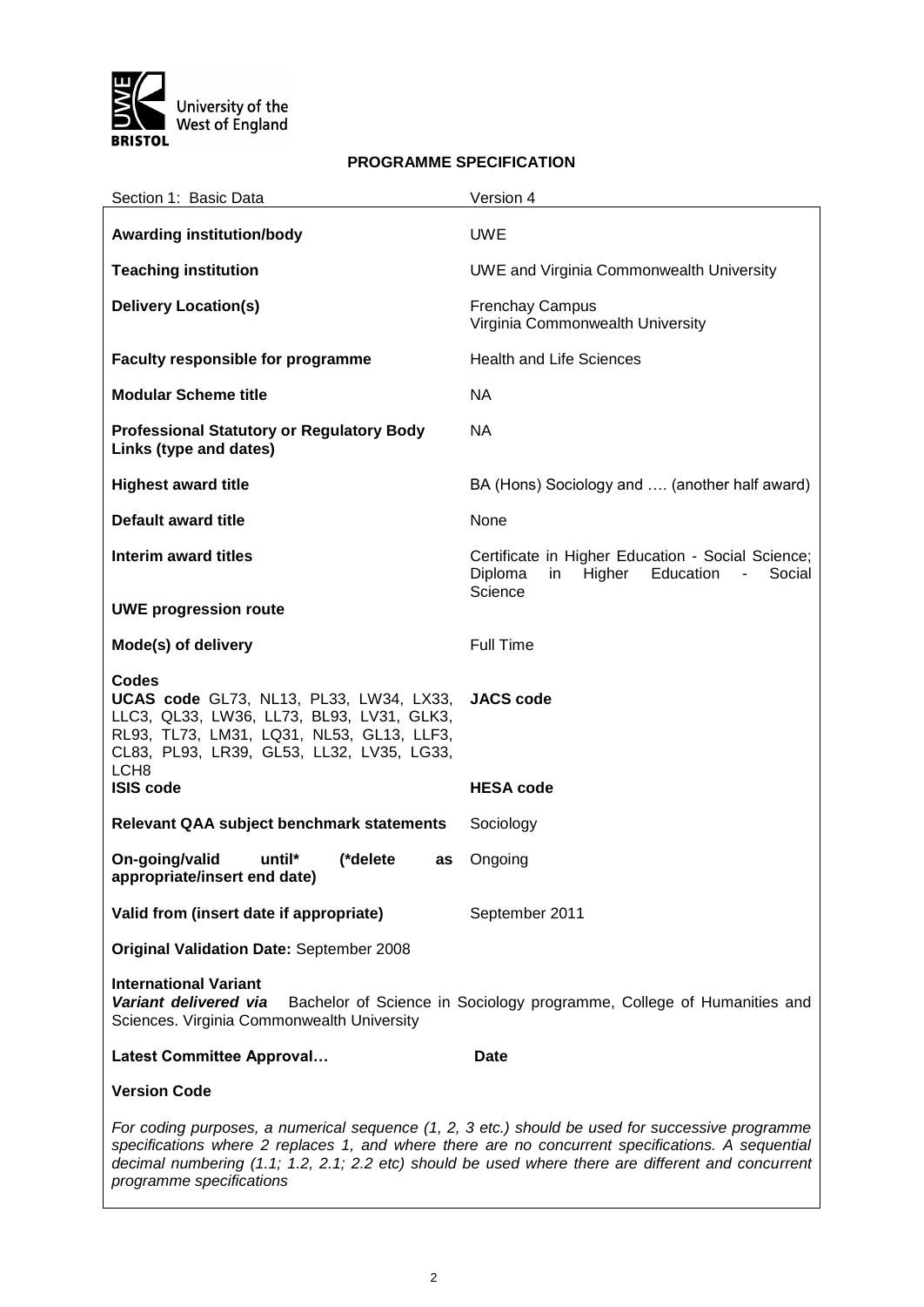**PROGRAMME SPECIFICATION**

| Section 1: Basic Data | Version 4 |
|---|---|
| **Awarding institution/body** | UWE |
| **Teaching institution** | UWE and Virginia Commonwealth University |
| **Delivery Location(s)** | Frenchay Campus<br>Virginia Commonwealth University |
| **Faculty responsible for programme** | Health and Life Sciences |
| **Modular Scheme title** | NA |
| **Professional Statutory or Regulatory Body Links (type and dates)** | NA |
| **Highest award title** | BA (Hons) Sociology and …. (another half award) |
| **Default award title** | None |
| **Interim award titles** | Certificate in Higher Education - Social Science; Diploma in Higher Education - Social Science |
| **UWE progression route** | |
| **Mode(s) of delivery** | Full Time |
| **Codes**<br>**UCAS code** GL73, NL13, PL33, LW34, LX33, LLC3, QL33, LW36, LL73, BL93, LV31, GLK3, RL93, TL73, LM31, LQ31, NL53, GL13, LLF3, CL83, PL93, LR39, GL53, LL32, LV35, LG33, LCH8 | **JACS code** |
| **ISIS code** | **HESA code** |
| **Relevant QAA subject benchmark statements** | Sociology |
| **On-going/valid until\* (\*delete as appropriate/insert end date)** | Ongoing |
| **Valid from (insert date if appropriate)** | September 2011 |

**Original Validation Date:** September 2008

**International Variant**
***Variant delivered via*** Bachelor of Science in Sociology programme, College of Humanities and Sciences. Virginia Commonwealth University

**Latest Committee Approval…** **Date**

**Version Code**

*For coding purposes, a numerical sequence (1, 2, 3 etc.) should be used for successive programme specifications where 2 replaces 1, and where there are no concurrent specifications. A sequential decimal numbering (1.1; 1.2, 2.1; 2.2 etc) should be used where there are different and concurrent programme specifications*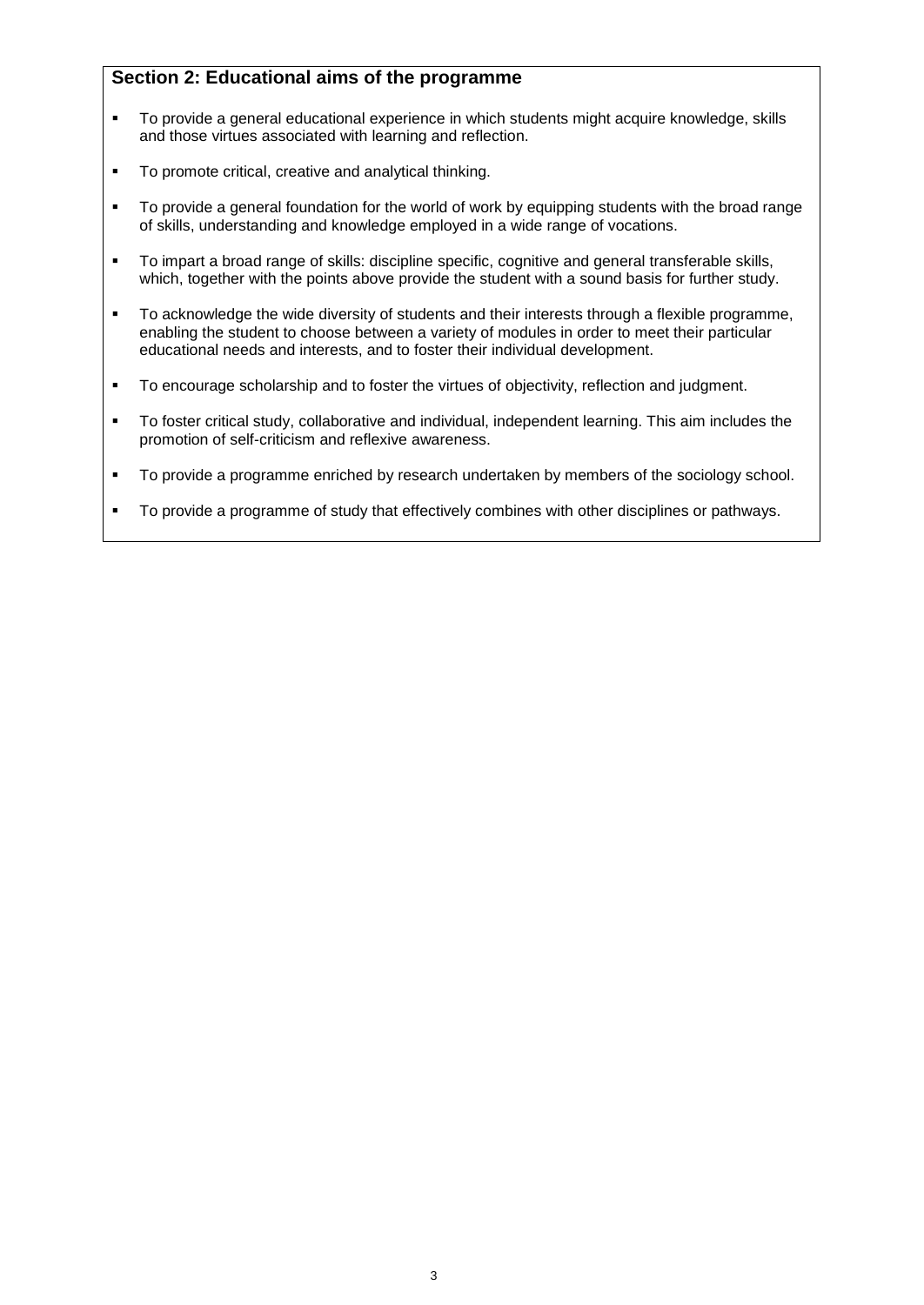## Section 2: Educational aims of the programme

- To provide a general educational experience in which students might acquire knowledge, skills and those virtues associated with learning and reflection.
- To promote critical, creative and analytical thinking.
- To provide a general foundation for the world of work by equipping students with the broad range of skills, understanding and knowledge employed in a wide range of vocations.
- To impart a broad range of skills: discipline specific, cognitive and general transferable skills, which, together with the points above provide the student with a sound basis for further study.
- To acknowledge the wide diversity of students and their interests through a flexible programme, enabling the student to choose between a variety of modules in order to meet their particular educational needs and interests, and to foster their individual development.
- To encourage scholarship and to foster the virtues of objectivity, reflection and judgment.
- To foster critical study, collaborative and individual, independent learning. This aim includes the promotion of self-criticism and reflexive awareness.
- To provide a programme enriched by research undertaken by members of the sociology school.
- To provide a programme of study that effectively combines with other disciplines or pathways.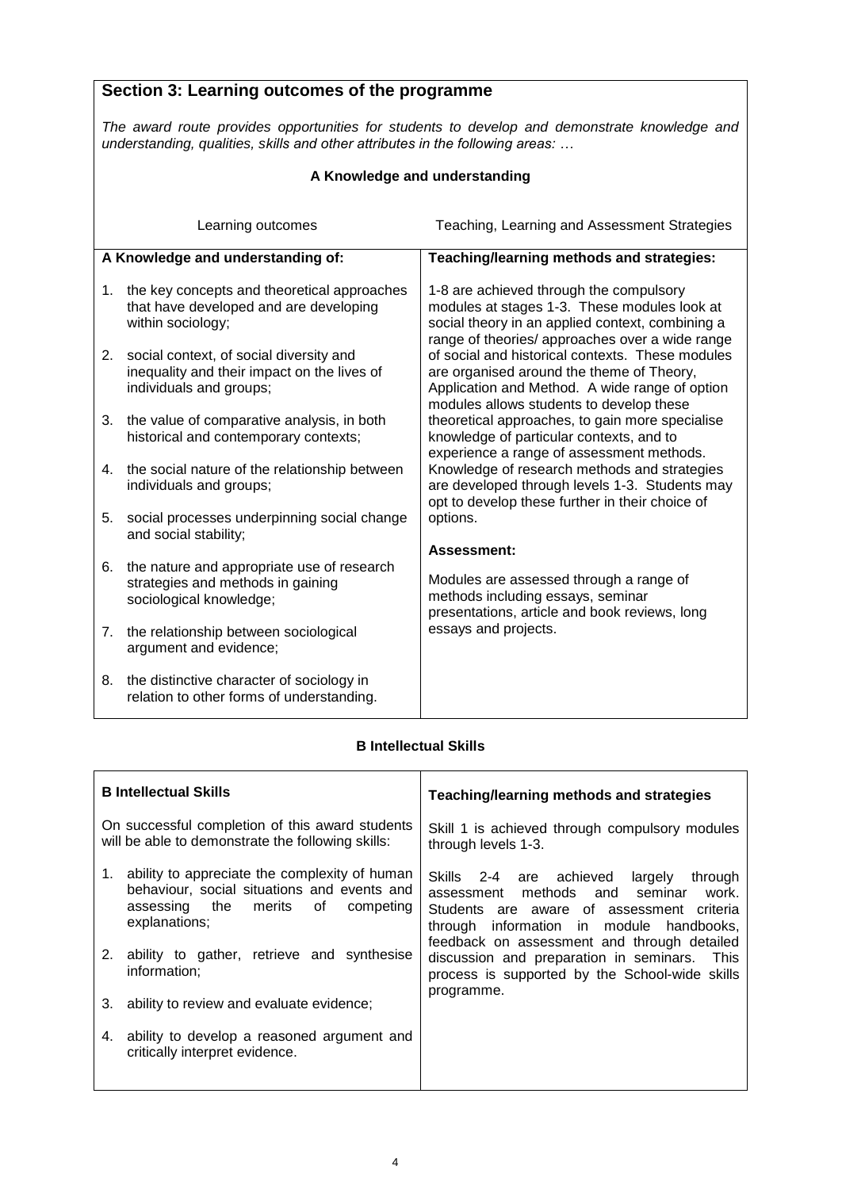## Section 3: Learning outcomes of the programme

*The award route provides opportunities for students to develop and demonstrate knowledge and understanding, qualities, skills and other attributes in the following areas: …*

### A Knowledge and understanding

| Learning outcomes | Teaching, Learning and Assessment Strategies |
|---|---|
| **A Knowledge and understanding of:**<br><br>1. the key concepts and theoretical approaches that have developed and are developing within sociology;<br><br>2. social context, of social diversity and inequality and their impact on the lives of individuals and groups;<br><br>3. the value of comparative analysis, in both historical and contemporary contexts;<br><br>4. the social nature of the relationship between individuals and groups;<br><br>5. social processes underpinning social change and social stability;<br><br>6. the nature and appropriate use of research strategies and methods in gaining sociological knowledge;<br><br>7. the relationship between sociological argument and evidence;<br><br>8. the distinctive character of sociology in relation to other forms of understanding. | **Teaching/learning methods and strategies:**<br><br>1-8 are achieved through the compulsory modules at stages 1-3. These modules look at social theory in an applied context, combining a range of theories/ approaches over a wide range of social and historical contexts. These modules are organised around the theme of Theory, Application and Method. A wide range of option modules allows students to develop these theoretical approaches, to gain more specialise knowledge of particular contexts, and to experience a range of assessment methods. Knowledge of research methods and strategies are developed through levels 1-3. Students may opt to develop these further in their choice of options.<br><br>**Assessment:**<br><br>Modules are assessed through a range of methods including essays, seminar presentations, article and book reviews, long essays and projects. |

### B Intellectual Skills

| **B Intellectual Skills** | **Teaching/learning methods and strategies** |
|---|---|
| On successful completion of this award students will be able to demonstrate the following skills:<br><br>1. ability to appreciate the complexity of human behaviour, social situations and events and assessing the merits of competing explanations;<br><br>2. ability to gather, retrieve and synthesise information;<br><br>3. ability to review and evaluate evidence;<br><br>4. ability to develop a reasoned argument and critically interpret evidence. | Skill 1 is achieved through compulsory modules through levels 1-3.<br><br>Skills 2-4 are achieved largely through assessment methods and seminar work. Students are aware of assessment criteria through information in module handbooks, feedback on assessment and through detailed discussion and preparation in seminars. This process is supported by the School-wide skills programme. |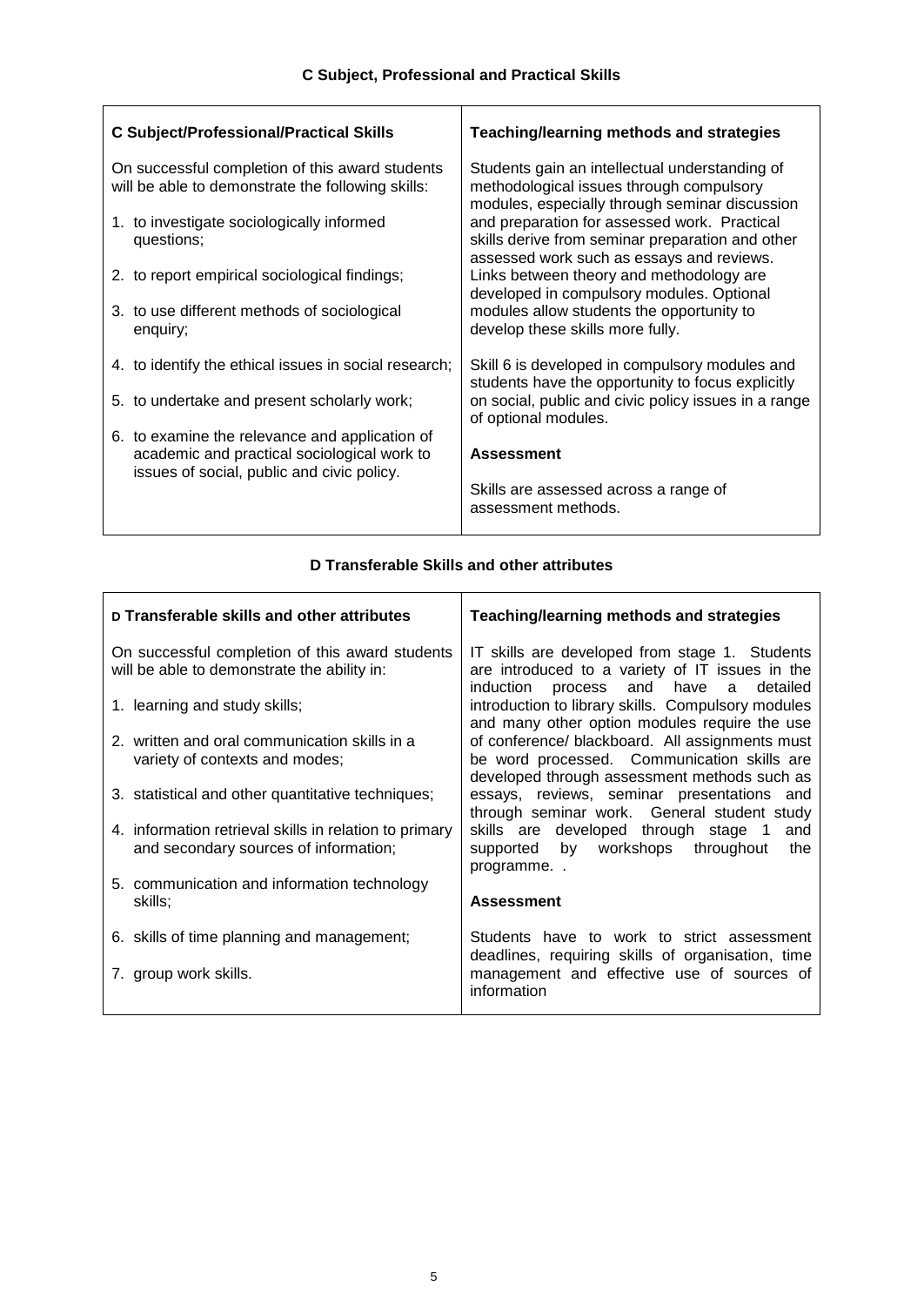### C Subject, Professional and Practical Skills

| C Subject/Professional/Practical Skills | Teaching/learning methods and strategies |
|---|---|
| On successful completion of this award students will be able to demonstrate the following skills:<br><br>1. to investigate sociologically informed questions;<br>2. to report empirical sociological findings;<br>3. to use different methods of sociological enquiry;<br>4. to identify the ethical issues in social research;<br>5. to undertake and present scholarly work;<br>6. to examine the relevance and application of academic and practical sociological work to issues of social, public and civic policy. | Students gain an intellectual understanding of methodological issues through compulsory modules, especially through seminar discussion and preparation for assessed work. Practical skills derive from seminar preparation and other assessed work such as essays and reviews. Links between theory and methodology are developed in compulsory modules. Optional modules allow students the opportunity to develop these skills more fully.<br><br>Skill 6 is developed in compulsory modules and students have the opportunity to focus explicitly on social, public and civic policy issues in a range of optional modules.<br><br>**Assessment**<br><br>Skills are assessed across a range of assessment methods. |

### D Transferable Skills and other attributes

| D Transferable skills and other attributes | Teaching/learning methods and strategies |
|---|---|
| On successful completion of this award students will be able to demonstrate the ability in:<br><br>1. learning and study skills;<br>2. written and oral communication skills in a variety of contexts and modes;<br>3. statistical and other quantitative techniques;<br>4. information retrieval skills in relation to primary and secondary sources of information;<br>5. communication and information technology skills;<br>6. skills of time planning and management;<br>7. group work skills. | IT skills are developed from stage 1. Students are introduced to a variety of IT issues in the induction process and have a detailed introduction to library skills. Compulsory modules and many other option modules require the use of conference/ blackboard. All assignments must be word processed. Communication skills are developed through assessment methods such as essays, reviews, seminar presentations and through seminar work. General student study skills are developed through stage 1 and supported by workshops throughout the programme. .<br><br>**Assessment**<br><br>Students have to work to strict assessment deadlines, requiring skills of organisation, time management and effective use of sources of information |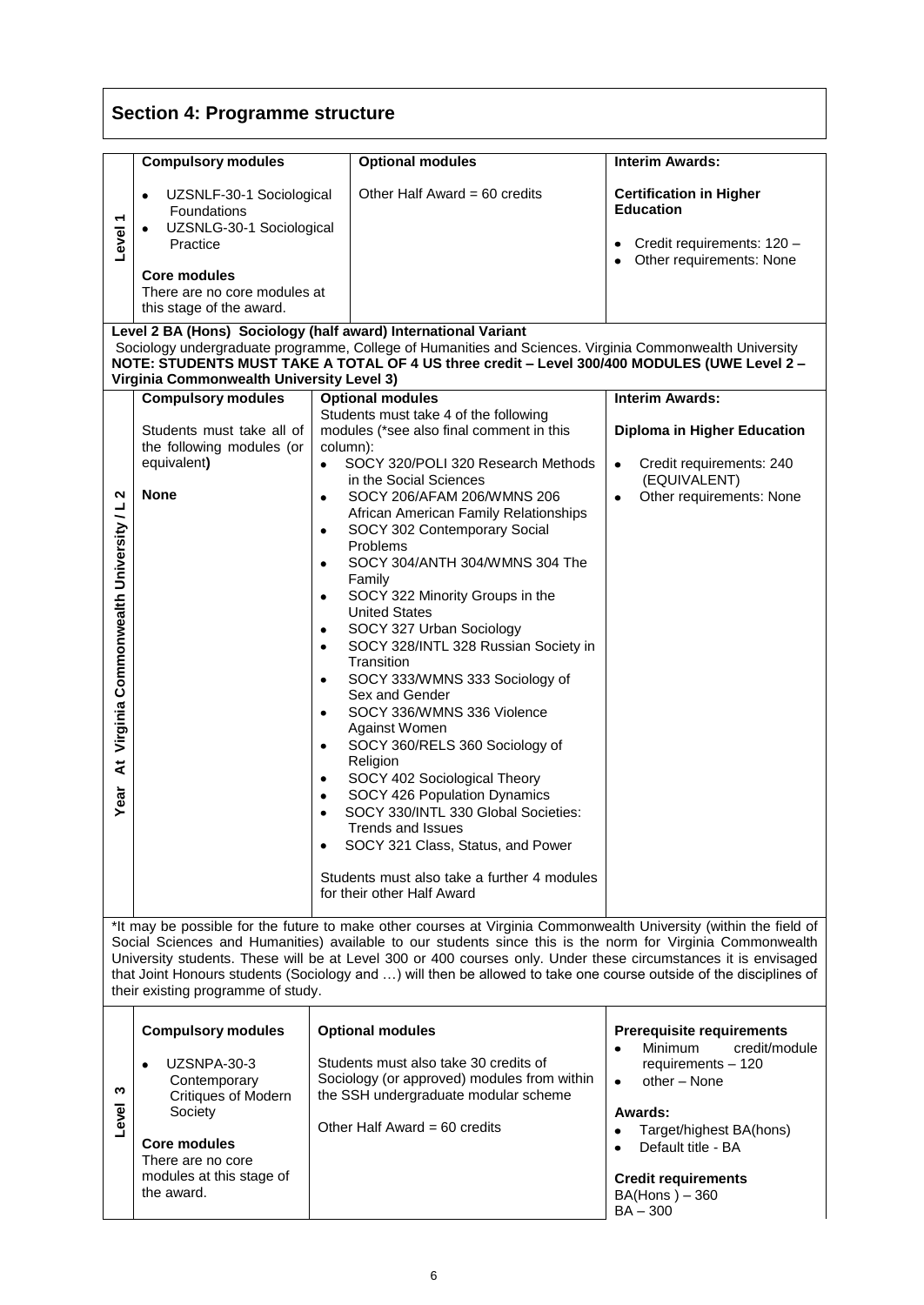## Section 4: Programme structure

| | Compulsory modules | Optional modules | Interim Awards: |
|---|---|---|---|
| Level 1 | • UZSNLF-30-1 Sociological Foundations<br>• UZSNLG-30-1 Sociological Practice<br><br>**Core modules**<br>There are no core modules at this stage of the award. | Other Half Award = 60 credits | **Certification in Higher Education**<br><br>• Credit requirements: 120 –<br>• Other requirements: None |

**Level 2 BA (Hons) Sociology (half award) International Variant**
Sociology undergraduate programme, College of Humanities and Sciences. Virginia Commonwealth University
**NOTE: STUDENTS MUST TAKE A TOTAL OF 4 US three credit – Level 300/400 MODULES (UWE Level 2 – Virginia Commonwealth University Level 3)**

| | Compulsory modules | Optional modules | Interim Awards: |
|---|---|---|---|
| Year At Virginia Commonwealth University / L 2 | Students must take all of the following modules (or equivalent**)**<br><br>**None** | Students must take 4 of the following modules (*see also final comment in this column):<br>• SOCY 320/POLI 320 Research Methods in the Social Sciences<br>• SOCY 206/AFAM 206/WMNS 206 African American Family Relationships<br>• SOCY 302 Contemporary Social Problems<br>• SOCY 304/ANTH 304/WMNS 304 The Family<br>• SOCY 322 Minority Groups in the United States<br>• SOCY 327 Urban Sociology<br>• SOCY 328/INTL 328 Russian Society in Transition<br>• SOCY 333/WMNS 333 Sociology of Sex and Gender<br>• SOCY 336/WMNS 336 Violence Against Women<br>• SOCY 360/RELS 360 Sociology of Religion<br>• SOCY 402 Sociological Theory<br>• SOCY 426 Population Dynamics<br>• SOCY 330/INTL 330 Global Societies: Trends and Issues<br>• SOCY 321 Class, Status, and Power<br><br>Students must also take a further 4 modules for their other Half Award | **Diploma in Higher Education**<br><br>• Credit requirements: 240 (EQUIVALENT)<br>• Other requirements: None |

*It may be possible for the future to make other courses at Virginia Commonwealth University (within the field of Social Sciences and Humanities) available to our students since this is the norm for Virginia Commonwealth University students. These will be at Level 300 or 400 courses only. Under these circumstances it is envisaged that Joint Honours students (Sociology and …) will then be allowed to take one course outside of the disciplines of their existing programme of study.

| | Compulsory modules | Optional modules | Prerequisite requirements |
|---|---|---|---|
| Level 3 | • UZSNPA-30-3 Contemporary Critiques of Modern Society<br><br>**Core modules**<br>There are no core modules at this stage of the award. | Students must also take 30 credits of Sociology (or approved) modules from within the SSH undergraduate modular scheme<br><br>Other Half Award = 60 credits | • Minimum credit/module requirements – 120<br>• other – None<br><br>**Awards:**<br>• Target/highest BA(hons)<br>• Default title - BA<br><br>**Credit requirements**<br>BA(Hons ) – 360<br>BA – 300 |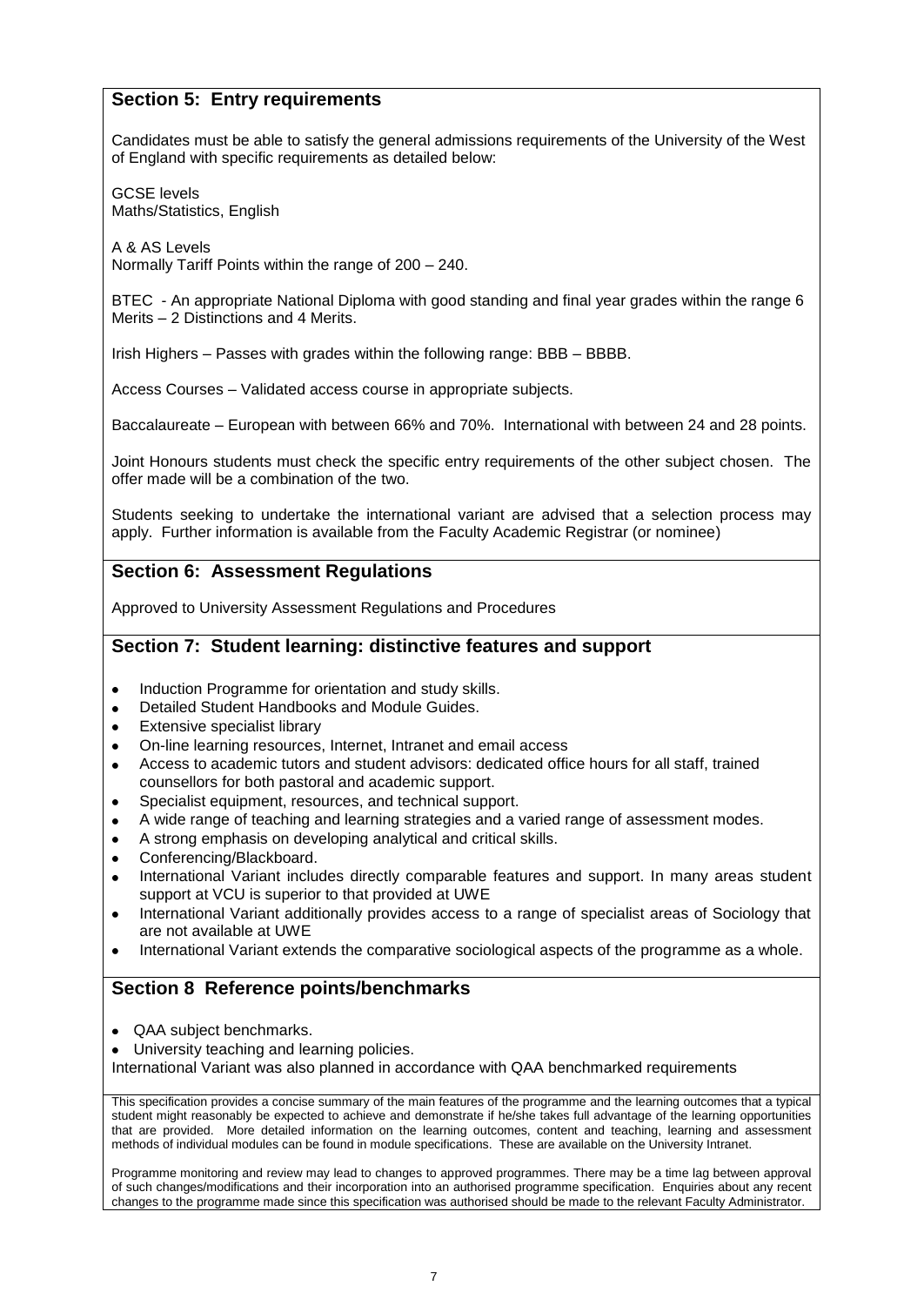## Section 5: Entry requirements

Candidates must be able to satisfy the general admissions requirements of the University of the West of England with specific requirements as detailed below:

GCSE levels
Maths/Statistics, English

A & AS Levels
Normally Tariff Points within the range of 200 – 240.

BTEC - An appropriate National Diploma with good standing and final year grades within the range 6 Merits – 2 Distinctions and 4 Merits.

Irish Highers – Passes with grades within the following range: BBB – BBBB.

Access Courses – Validated access course in appropriate subjects.

Baccalaureate – European with between 66% and 70%. International with between 24 and 28 points.

Joint Honours students must check the specific entry requirements of the other subject chosen. The offer made will be a combination of the two.

Students seeking to undertake the international variant are advised that a selection process may apply. Further information is available from the Faculty Academic Registrar (or nominee)

## Section 6: Assessment Regulations

Approved to University Assessment Regulations and Procedures

## Section 7: Student learning: distinctive features and support

- Induction Programme for orientation and study skills.
- Detailed Student Handbooks and Module Guides.
- Extensive specialist library
- On-line learning resources, Internet, Intranet and email access
- Access to academic tutors and student advisors: dedicated office hours for all staff, trained counsellors for both pastoral and academic support.
- Specialist equipment, resources, and technical support.
- A wide range of teaching and learning strategies and a varied range of assessment modes.
- A strong emphasis on developing analytical and critical skills.
- Conferencing/Blackboard.
- International Variant includes directly comparable features and support. In many areas student support at VCU is superior to that provided at UWE
- International Variant additionally provides access to a range of specialist areas of Sociology that are not available at UWE
- International Variant extends the comparative sociological aspects of the programme as a whole.

## Section 8 Reference points/benchmarks

- QAA subject benchmarks.
- University teaching and learning policies.

International Variant was also planned in accordance with QAA benchmarked requirements

This specification provides a concise summary of the main features of the programme and the learning outcomes that a typical student might reasonably be expected to achieve and demonstrate if he/she takes full advantage of the learning opportunities that are provided. More detailed information on the learning outcomes, content and teaching, learning and assessment methods of individual modules can be found in module specifications. These are available on the University Intranet.

Programme monitoring and review may lead to changes to approved programmes. There may be a time lag between approval of such changes/modifications and their incorporation into an authorised programme specification. Enquiries about any recent changes to the programme made since this specification was authorised should be made to the relevant Faculty Administrator.